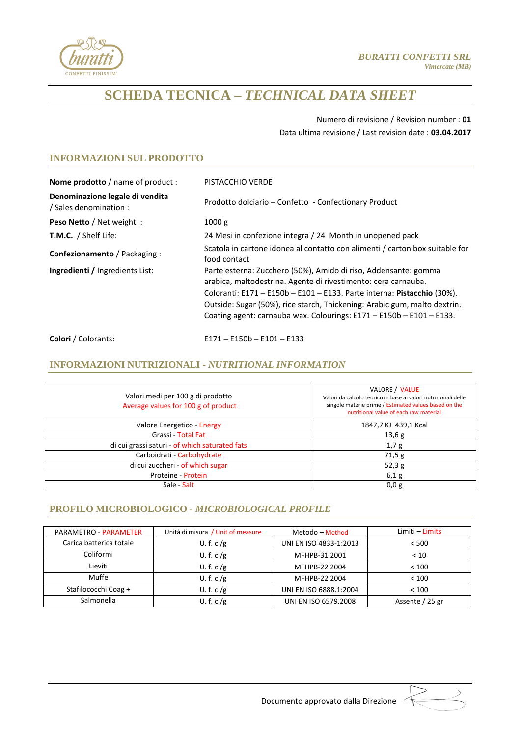**BURATTI CONFETTI SRL**
*Vimercate (MB)*

# SCHEDA TECNICA – *TECHNICAL DATA SHEET*

Numero di revisione / Revision number : **01**
Data ultima revisione / Last revision date : **03.04.2017**

## INFORMAZIONI SUL PRODOTTO

| | |
|---|---|
| **Nome prodotto** / name of product : | PISTACCHIO VERDE |
| **Denominazione legale di vendita** / Sales denomination : | Prodotto dolciario – Confetto - Confectionary Product |
| **Peso Netto** / Net weight : | 1000 g |
| **T.M.C.** / Shelf Life: | 24 Mesi in confezione integra / 24 Month in unopened pack |
| **Confezionamento** / Packaging : | Scatola in cartone idonea al contatto con alimenti / carton box suitable for food contact |
| **Ingredienti /** Ingredients List: | Parte esterna: Zucchero (50%), Amido di riso, Addensante: gomma arabica, maltodestrina. Agente di rivestimento: cera carnauba. Coloranti: E171 – E150b – E101 – E133. Parte interna: **Pistacchio** (30%). Outside: Sugar (50%), rice starch, Thickening: Arabic gum, malto dextrin. Coating agent: carnauba wax. Colourings: E171 – E150b – E101 – E133. |
| **Colori** / Colorants: | E171 – E150b – E101 – E133 |

## INFORMAZIONI NUTRIZIONALI - *NUTRITIONAL INFORMATION*

| Valori medi per 100 g di prodotto<br>Average values for 100 g of product | VALORE / VALUE<br>Valori da calcolo teorico in base ai valori nutrizionali delle singole materie prime / Estimated values based on the nutritional value of each raw material |
|---|---|
| Valore Energetico - Energy | 1847,7 KJ 439,1 Kcal |
| Grassi - Total Fat | 13,6 g |
| di cui grassi saturi - of which saturated fats | 1,7 g |
| Carboidrati - Carbohydrate | 71,5 g |
| di cui zuccheri - of which sugar | 52,3 g |
| Proteine - Protein | 6,1 g |
| Sale - Salt | 0,0 g |

## PROFILO MICROBIOLOGICO - *MICROBIOLOGICAL PROFILE*

| PARAMETRO - PARAMETER | Unità di misura / Unit of measure | Metodo – Method | Limiti – Limits |
|---|---|---|---|
| Carica batterica totale | U. f. c./g | UNI EN ISO 4833-1:2013 | < 500 |
| Coliformi | U. f. c./g | MFHPB-31 2001 | < 10 |
| Lieviti | U. f. c./g | MFHPB-22 2004 | < 100 |
| Muffe | U. f. c./g | MFHPB-22 2004 | < 100 |
| Stafilococchi Coag + | U. f. c./g | UNI EN ISO 6888.1:2004 | < 100 |
| Salmonella | U. f. c./g | UNI EN ISO 6579.2008 | Assente / 25 gr |

Documento approvato dalla Direzione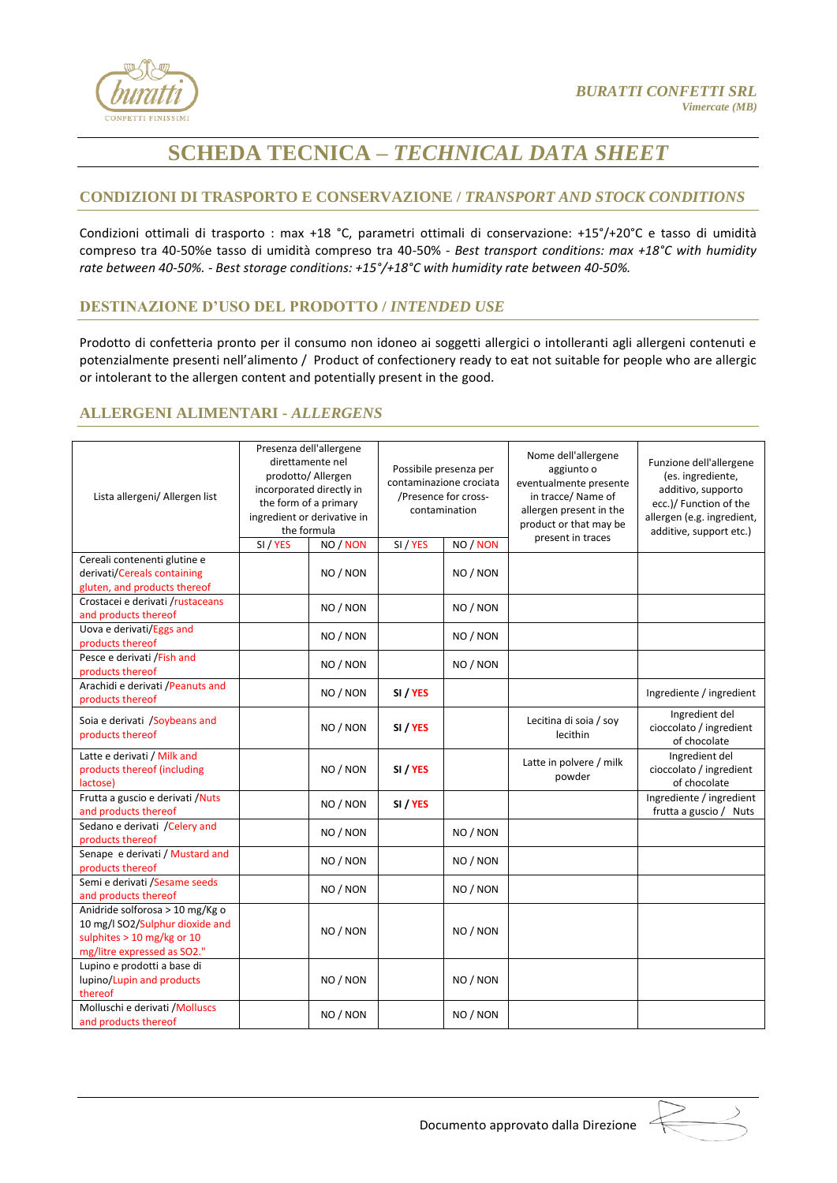# SCHEDA TECNICA – *TECHNICAL DATA SHEET*

## CONDIZIONI DI TRASPORTO E CONSERVAZIONE / *TRANSPORT AND STOCK CONDITIONS*

Condizioni ottimali di trasporto : max +18 °C, parametri ottimali di conservazione: +15°/+20°C e tasso di umidità compreso tra 40-50%e tasso di umidità compreso tra 40-50% - *Best transport conditions: max +18°C with humidity rate between 40-50%. - Best storage conditions: +15°/+18°C with humidity rate between 40-50%.*

## DESTINAZIONE D'USO DEL PRODOTTO / *INTENDED USE*

Prodotto di confetteria pronto per il consumo non idoneo ai soggetti allergici o intolleranti agli allergeni contenuti e potenzialmente presenti nell'alimento / Product of confectionery ready to eat not suitable for people who are allergic or intolerant to the allergen content and potentially present in the good.

## ALLERGENI ALIMENTARI - *ALLERGENS*

| Lista allergeni/ Allergen list | Presenza dell'allergene direttamente nel prodotto/ Allergen incorporated directly in the form of a primary ingredient or derivative in the formula | | Possibile presenza per contaminazione crociata /Presence for cross-contamination | | Nome dell'allergene aggiunto o eventualmente presente in tracce/ Name of allergen present in the product or that may be present in traces | Funzione dell'allergene (es. ingrediente, additivo, supporto ecc.)/ Function of the allergen (e.g. ingredient, additive, support etc.) |
|---|---|---|---|---|---|---|
| | SI / YES | NO / NON | SI / YES | NO / NON | | |
| Cereali contenenti glutine e derivati/Cereals containing gluten, and products thereof | | NO / NON | | NO / NON | | |
| Crostacei e derivati /rustaceans and products thereof | | NO / NON | | NO / NON | | |
| Uova e derivati/Eggs and products thereof | | NO / NON | | NO / NON | | |
| Pesce e derivati /Fish and products thereof | | NO / NON | | NO / NON | | |
| Arachidi e derivati /Peanuts and products thereof | | NO / NON | **SI / YES** | | | Ingrediente / ingredient |
| Soia e derivati /Soybeans and products thereof | | NO / NON | **SI / YES** | | Lecitina di soia / soy lecithin | Ingredient del cioccolato / ingredient of chocolate |
| Latte e derivati / Milk and products thereof (including lactose) | | NO / NON | **SI / YES** | | Latte in polvere / milk powder | Ingredient del cioccolato / ingredient of chocolate |
| Frutta a guscio e derivati /Nuts and products thereof | | NO / NON | **SI / YES** | | | Ingrediente / ingredient frutta a guscio / Nuts |
| Sedano e derivati /Celery and products thereof | | NO / NON | | NO / NON | | |
| Senape e derivati / Mustard and products thereof | | NO / NON | | NO / NON | | |
| Semi e derivati /Sesame seeds and products thereof | | NO / NON | | NO / NON | | |
| Anidride solforosa > 10 mg/Kg o 10 mg/l SO2/Sulphur dioxide and sulphites > 10 mg/kg or 10 mg/litre expressed as SO2." | | NO / NON | | NO / NON | | |
| Lupino e prodotti a base di lupino/Lupin and products thereof | | NO / NON | | NO / NON | | |
| Molluschi e derivati /Molluscs and products thereof | | NO / NON | | NO / NON | | |

Documento approvato dalla Direzione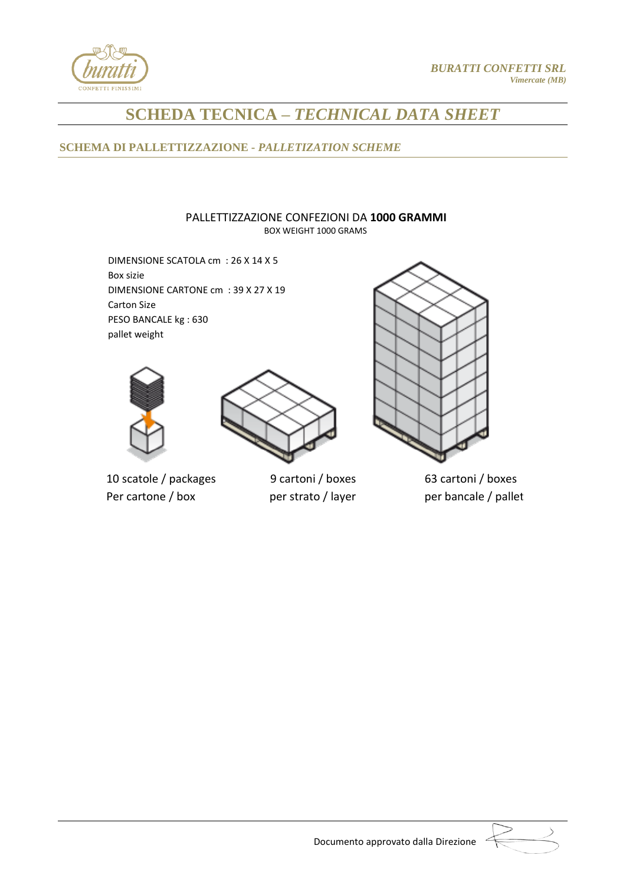# SCHEDA TECNICA – *TECHNICAL DATA SHEET*

## SCHEMA DI PALLETTIZZAZIONE - *PALLETIZATION SCHEME*

PALLETTIZZAZIONE CONFEZIONI DA **1000 GRAMMI**
BOX WEIGHT 1000 GRAMS

DIMENSIONE SCATOLA cm : 26 X 14 X 5
Box sizie
DIMENSIONE CARTONE cm : 39 X 27 X 19
Carton Size
PESO BANCALE kg : 630
pallet weight

10 scatole / packages
Per cartone / box

9 cartoni / boxes
per strato / layer

63 cartoni / boxes
per bancale / pallet

Documento approvato dalla Direzione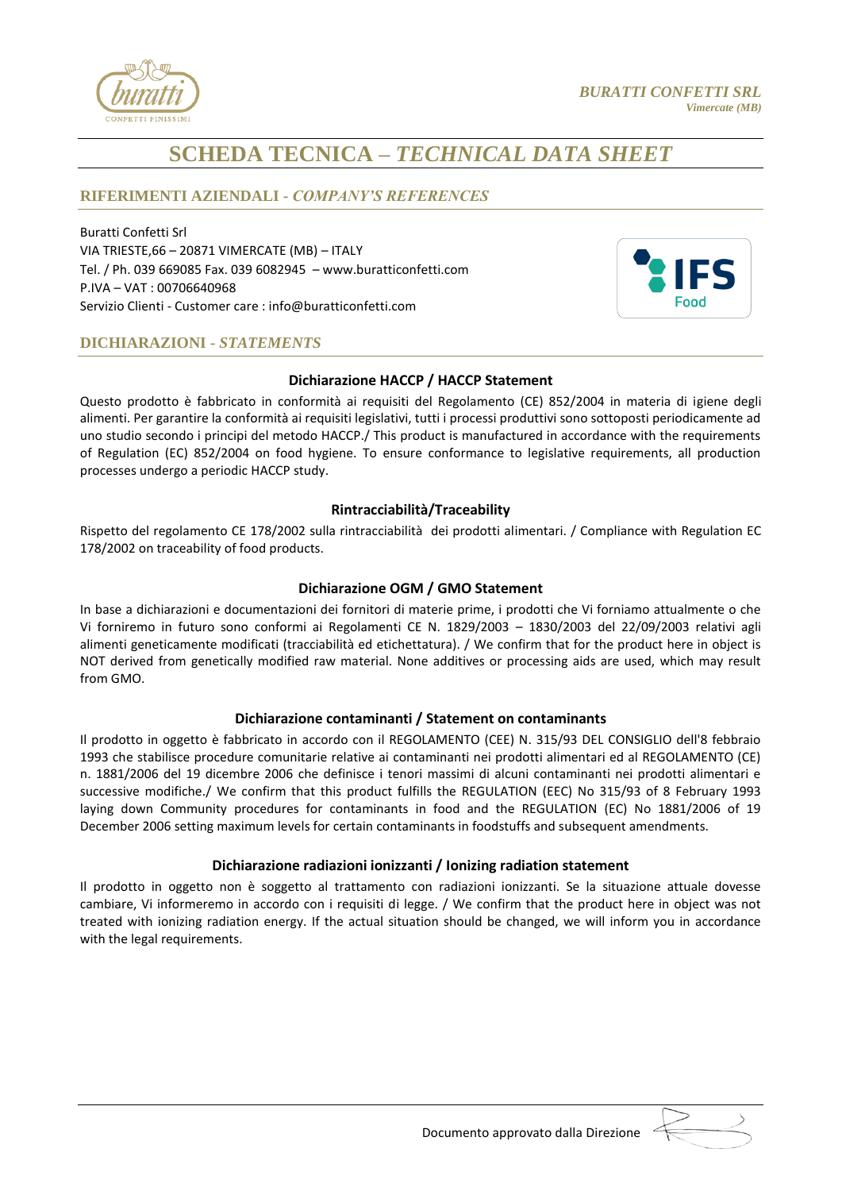BURATTI CONFETTI SRL
*Vimercate (MB)*

# SCHEDA TECNICA – *TECHNICAL DATA SHEET*

## RIFERIMENTI AZIENDALI - *COMPANY'S REFERENCES*

Buratti Confetti Srl
VIA TRIESTE,66 – 20871 VIMERCATE (MB) – ITALY
Tel. / Ph. 039 669085 Fax. 039 6082945 – www.buratticonfetti.com
P.IVA – VAT : 00706640968
Servizio Clienti - Customer care : info@buratticonfetti.com

## DICHIARAZIONI - *STATEMENTS*

### Dichiarazione HACCP / HACCP Statement

Questo prodotto è fabbricato in conformità ai requisiti del Regolamento (CE) 852/2004 in materia di igiene degli alimenti. Per garantire la conformità ai requisiti legislativi, tutti i processi produttivi sono sottoposti periodicamente ad uno studio secondo i principi del metodo HACCP./ This product is manufactured in accordance with the requirements of Regulation (EC) 852/2004 on food hygiene. To ensure conformance to legislative requirements, all production processes undergo a periodic HACCP study.

### Rintracciabilità/Traceability

Rispetto del regolamento CE 178/2002 sulla rintracciabilità dei prodotti alimentari. / Compliance with Regulation EC 178/2002 on traceability of food products.

### Dichiarazione OGM / GMO Statement

In base a dichiarazioni e documentazioni dei fornitori di materie prime, i prodotti che Vi forniamo attualmente o che Vi forniremo in futuro sono conformi ai Regolamenti CE N. 1829/2003 – 1830/2003 del 22/09/2003 relativi agli alimenti geneticamente modificati (tracciabilità ed etichettatura). / We confirm that for the product here in object is NOT derived from genetically modified raw material. None additives or processing aids are used, which may result from GMO.

### Dichiarazione contaminanti / Statement on contaminants

Il prodotto in oggetto è fabbricato in accordo con il REGOLAMENTO (CEE) N. 315/93 DEL CONSIGLIO dell'8 febbraio 1993 che stabilisce procedure comunitarie relative ai contaminanti nei prodotti alimentari ed al REGOLAMENTO (CE) n. 1881/2006 del 19 dicembre 2006 che definisce i tenori massimi di alcuni contaminanti nei prodotti alimentari e successive modifiche./ We confirm that this product fulfills the REGULATION (EEC) No 315/93 of 8 February 1993 laying down Community procedures for contaminants in food and the REGULATION (EC) No 1881/2006 of 19 December 2006 setting maximum levels for certain contaminants in foodstuffs and subsequent amendments.

### Dichiarazione radiazioni ionizzanti / Ionizing radiation statement

Il prodotto in oggetto non è soggetto al trattamento con radiazioni ionizzanti. Se la situazione attuale dovesse cambiare, Vi informeremo in accordo con i requisiti di legge. / We confirm that the product here in object was not treated with ionizing radiation energy. If the actual situation should be changed, we will inform you in accordance with the legal requirements.

Documento approvato dalla Direzione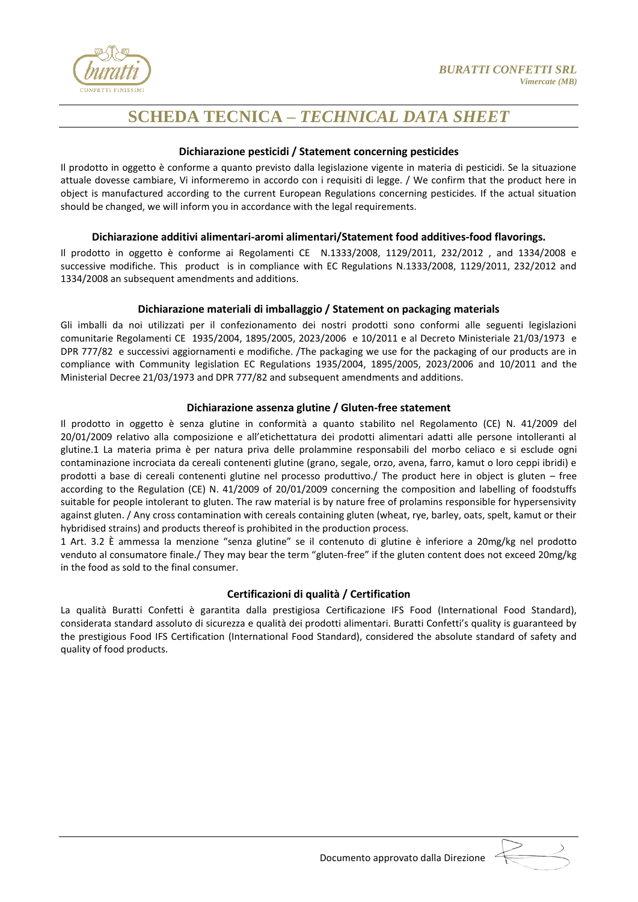# SCHEDA TECNICA – *TECHNICAL DATA SHEET*

### Dichiarazione pesticidi / Statement concerning pesticides

Il prodotto in oggetto è conforme a quanto previsto dalla legislazione vigente in materia di pesticidi. Se la situazione attuale dovesse cambiare, Vi informeremo in accordo con i requisiti di legge. / We confirm that the product here in object is manufactured according to the current European Regulations concerning pesticides. If the actual situation should be changed, we will inform you in accordance with the legal requirements.

### Dichiarazione additivi alimentari-aromi alimentari/Statement food additives-food flavorings.

Il prodotto in oggetto è conforme ai Regolamenti CE N.1333/2008, 1129/2011, 232/2012 , and 1334/2008 e successive modifiche. This product is in compliance with EC Regulations N.1333/2008, 1129/2011, 232/2012 and 1334/2008 an subsequent amendments and additions.

### Dichiarazione materiali di imballaggio / Statement on packaging materials

Gli imballi da noi utilizzati per il confezionamento dei nostri prodotti sono conformi alle seguenti legislazioni comunitarie Regolamenti CE 1935/2004, 1895/2005, 2023/2006 e 10/2011 e al Decreto Ministeriale 21/03/1973 e DPR 777/82 e successivi aggiornamenti e modifiche. /The packaging we use for the packaging of our products are in compliance with Community legislation EC Regulations 1935/2004, 1895/2005, 2023/2006 and 10/2011 and the Ministerial Decree 21/03/1973 and DPR 777/82 and subsequent amendments and additions.

### Dichiarazione assenza glutine / Gluten-free statement

Il prodotto in oggetto è senza glutine in conformità a quanto stabilito nel Regolamento (CE) N. 41/2009 del 20/01/2009 relativo alla composizione e all'etichettatura dei prodotti alimentari adatti alle persone intolleranti al glutine.1 La materia prima è per natura priva delle prolammine responsabili del morbo celiaco e si esclude ogni contaminazione incrociata da cereali contenenti glutine (grano, segale, orzo, avena, farro, kamut o loro ceppi ibridi) e prodotti a base di cereali contenenti glutine nel processo produttivo./ The product here in object is gluten – free according to the Regulation (CE) N. 41/2009 of 20/01/2009 concerning the composition and labelling of foodstuffs suitable for people intolerant to gluten. The raw material is by nature free of prolamins responsible for hypersensivity against gluten. / Any cross contamination with cereals containing gluten (wheat, rye, barley, oats, spelt, kamut or their hybridised strains) and products thereof is prohibited in the production process.

1 Art. 3.2 È ammessa la menzione "senza glutine" se il contenuto di glutine è inferiore a 20mg/kg nel prodotto venduto al consumatore finale./ They may bear the term "gluten-free" if the gluten content does not exceed 20mg/kg in the food as sold to the final consumer.

### Certificazioni di qualità / Certification

La qualità Buratti Confetti è garantita dalla prestigiosa Certificazione IFS Food (International Food Standard), considerata standard assoluto di sicurezza e qualità dei prodotti alimentari. Buratti Confetti's quality is guaranteed by the prestigious Food IFS Certification (International Food Standard), considered the absolute standard of safety and quality of food products.

Documento approvato dalla Direzione